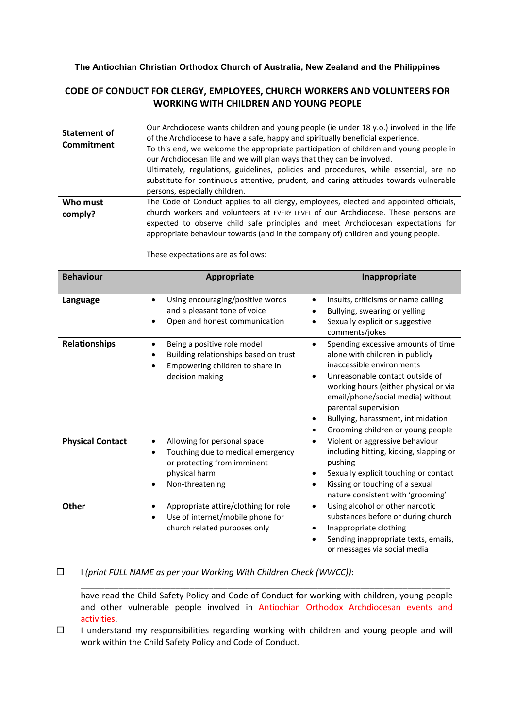**The Antiochian Christian Orthodox Church of Australia, New Zealand and the Philippines**

## CODE OF CONDUCT FOR CLERGY, EMPLOYEES, CHURCH WORKERS AND VOLUNTEERS FOR WORKING WITH CHILDREN AND YOUNG PEOPLE

| | |
|---|---|
| **Statement of Commitment** | Our Archdiocese wants children and young people (ie under 18 y.o.) involved in the life of the Archdiocese to have a safe, happy and spiritually beneficial experience.<br>To this end, we welcome the appropriate participation of children and young people in our Archdiocesan life and we will plan ways that they can be involved.<br>Ultimately, regulations, guidelines, policies and procedures, while essential, are no substitute for continuous attentive, prudent, and caring attitudes towards vulnerable persons, especially children. |
| **Who must comply?** | The Code of Conduct applies to all clergy, employees, elected and appointed officials, church workers and volunteers at EVERY LEVEL of our Archdiocese. These persons are expected to observe child safe principles and meet Archdiocesan expectations for appropriate behaviour towards (and in the company of) children and young people.<br><br>These expectations are as follows: |

| Behaviour | Appropriate | Inappropriate |
|---|---|---|
| **Language** | • Using encouraging/positive words and a pleasant tone of voice<br>• Open and honest communication | • Insults, criticisms or name calling<br>• Bullying, swearing or yelling<br>• Sexually explicit or suggestive comments/jokes |
| **Relationships** | • Being a positive role model<br>• Building relationships based on trust<br>• Empowering children to share in decision making | • Spending excessive amounts of time alone with children in publicly inaccessible environments<br>• Unreasonable contact outside of working hours (either physical or via email/phone/social media) without parental supervision<br>• Bullying, harassment, intimidation<br>• Grooming children or young people |
| **Physical Contact** | • Allowing for personal space<br>• Touching due to medical emergency or protecting from imminent physical harm<br>• Non-threatening | • Violent or aggressive behaviour including hitting, kicking, slapping or pushing<br>• Sexually explicit touching or contact<br>• Kissing or touching of a sexual nature consistent with 'grooming' |
| **Other** | • Appropriate attire/clothing for role<br>• Use of internet/mobile phone for church related purposes only | • Using alcohol or other narcotic substances before or during church<br>• Inappropriate clothing<br>• Sending inappropriate texts, emails, or messages via social media |

☐ I *(print FULL NAME as per your Working With Children Check (WWCC))*:

\_\_\_\_\_\_\_\_\_\_\_\_\_\_\_\_\_\_\_\_\_\_\_\_\_\_\_\_\_\_\_\_\_\_\_\_\_\_\_\_\_\_\_\_\_\_\_\_\_\_\_\_\_\_\_\_\_\_\_\_\_\_\_\_

have read the Child Safety Policy and Code of Conduct for working with children, young people and other vulnerable people involved in Antiochian Orthodox Archdiocesan events and activities.

☐ I understand my responsibilities regarding working with children and young people and will work within the Child Safety Policy and Code of Conduct.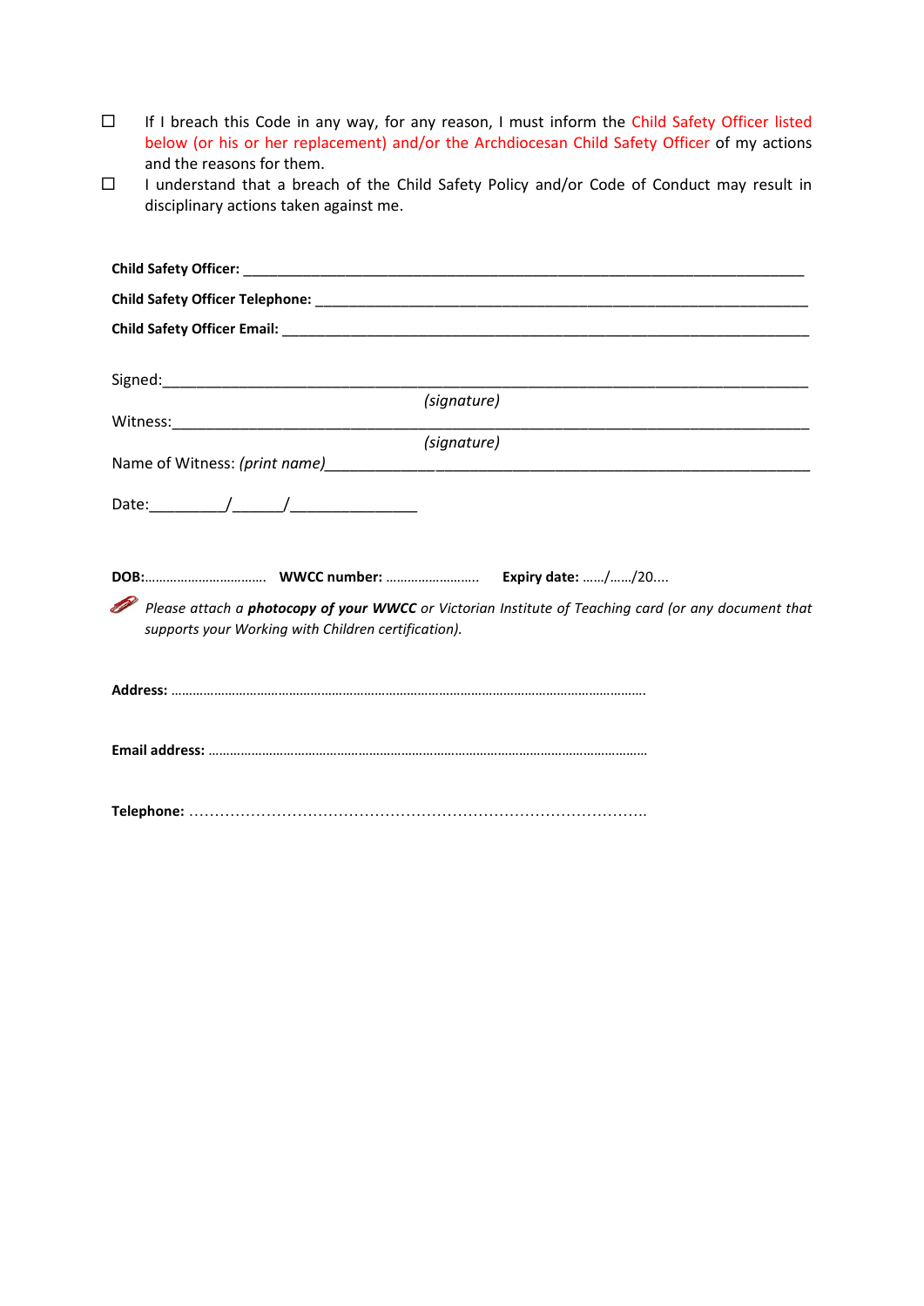- ☐ If I breach this Code in any way, for any reason, I must inform the Child Safety Officer listed below (or his or her replacement) and/or the Archdiocesan Child Safety Officer of my actions and the reasons for them.
- ☐ I understand that a breach of the Child Safety Policy and/or Code of Conduct may result in disciplinary actions taken against me.

**Child Safety Officer:** ___________________________________________________________________

**Child Safety Officer Telephone:** ______________________________________________________________

**Child Safety Officer Email:** ________________________________________________________________

Signed:___________________________________________________________________________

*(signature)*

Witness:__________________________________________________________________________

*(signature)*

Name of Witness: *(print name)*_______________________________________________________

Date:_________/______/_______________

**DOB:**…………………………… **WWCC number:** …………………….. **Expiry date:** ……/……/20....

*Please attach a* ***photocopy of your WWCC*** *or Victorian Institute of Teaching card (or any document that supports your Working with Children certification).*

**Address:** ………………………………………………………………………………………………………………

**Email address:** ……………………………………………………………………………………………………

**Telephone:** ………………………………………………………………………………